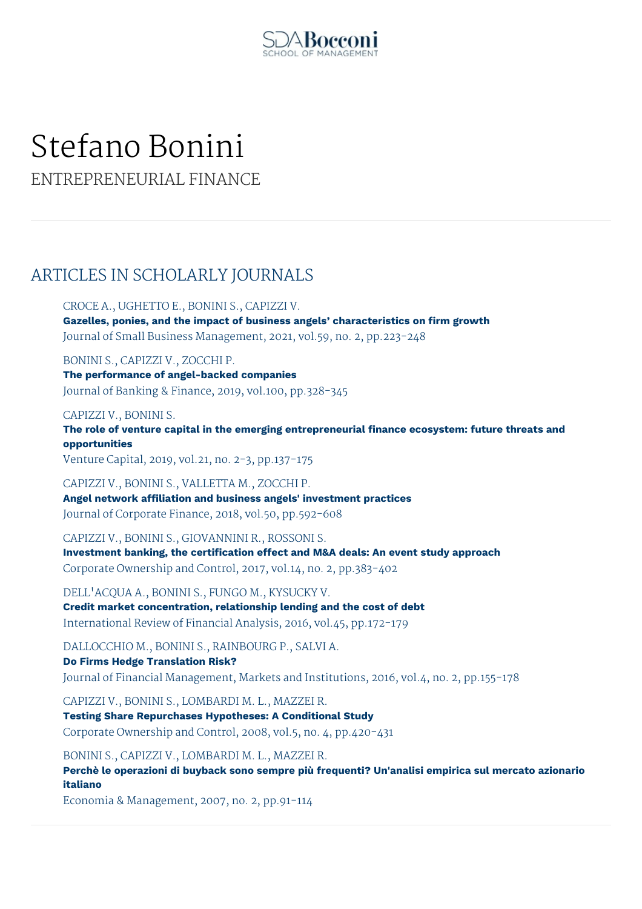# Stefano Bonini

ENTREPRENEURIAL FINANCE

## ARTICLES IN SCHOLARLY JOURNALS

CROCE A., UGHETTO E., BONINI S., CAPIZZI V.
**Gazelles, ponies, and the impact of business angels' characteristics on firm growth**
Journal of Small Business Management, 2021, vol.59, no. 2, pp.223-248

BONINI S., CAPIZZI V., ZOCCHI P.
**The performance of angel-backed companies**
Journal of Banking & Finance, 2019, vol.100, pp.328-345

CAPIZZI V., BONINI S.
**The role of venture capital in the emerging entrepreneurial finance ecosystem: future threats and opportunities**
Venture Capital, 2019, vol.21, no. 2-3, pp.137-175

CAPIZZI V., BONINI S., VALLETTA M., ZOCCHI P.
**Angel network affiliation and business angels' investment practices**
Journal of Corporate Finance, 2018, vol.50, pp.592-608

CAPIZZI V., BONINI S., GIOVANNINI R., ROSSONI S.
**Investment banking, the certification effect and M&A deals: An event study approach**
Corporate Ownership and Control, 2017, vol.14, no. 2, pp.383-402

DELL'ACQUA A., BONINI S., FUNGO M., KYSUCKY V.
**Credit market concentration, relationship lending and the cost of debt**
International Review of Financial Analysis, 2016, vol.45, pp.172-179

DALLOCCHIO M., BONINI S., RAINBOURG P., SALVI A.
**Do Firms Hedge Translation Risk?**
Journal of Financial Management, Markets and Institutions, 2016, vol.4, no. 2, pp.155-178

CAPIZZI V., BONINI S., LOMBARDI M. L., MAZZEI R.
**Testing Share Repurchases Hypotheses: A Conditional Study**
Corporate Ownership and Control, 2008, vol.5, no. 4, pp.420-431

BONINI S., CAPIZZI V., LOMBARDI M. L., MAZZEI R.
**Perchè le operazioni di buyback sono sempre più frequenti? Un'analisi empirica sul mercato azionario italiano**
Economia & Management, 2007, no. 2, pp.91-114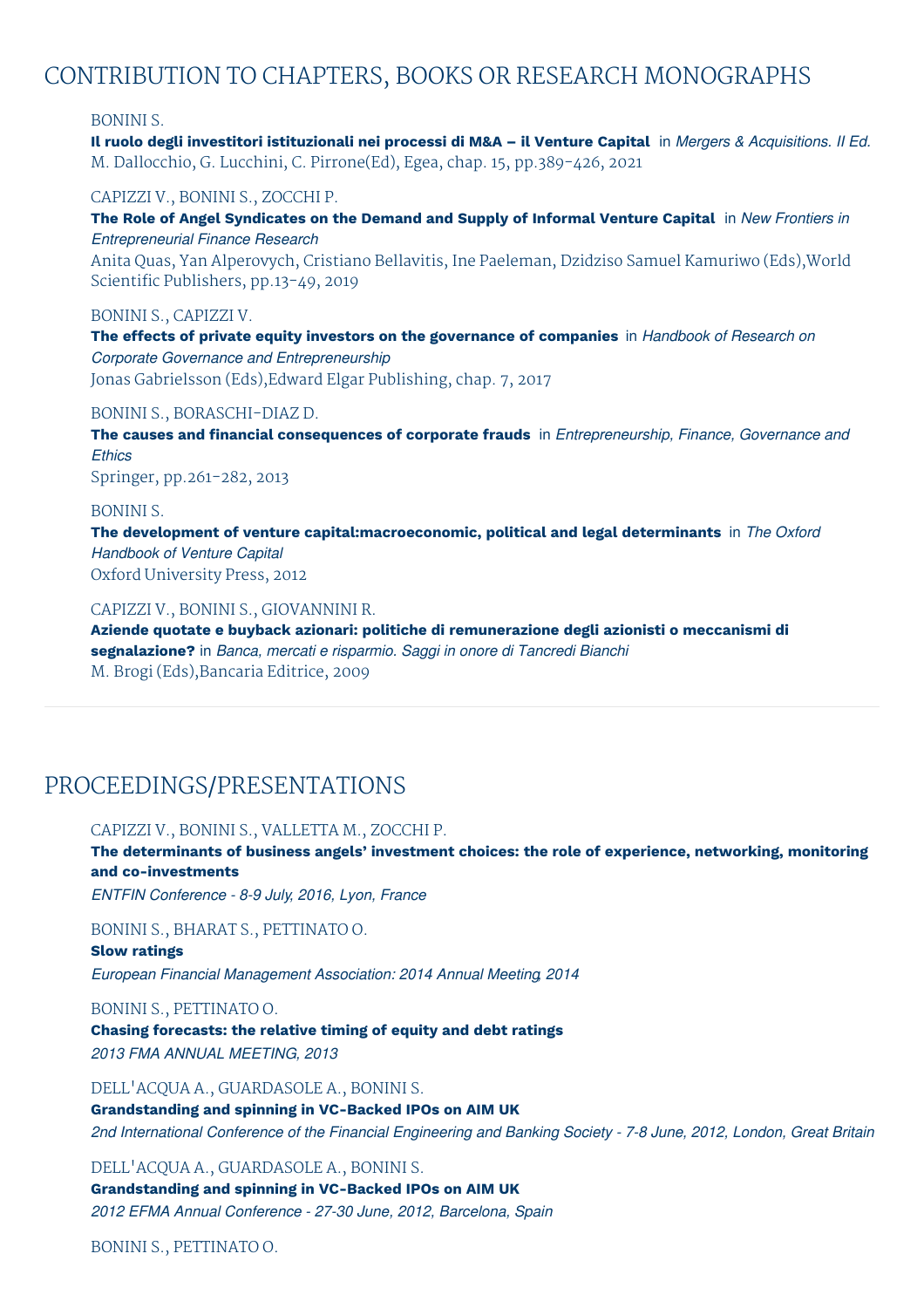## CONTRIBUTION TO CHAPTERS, BOOKS OR RESEARCH MONOGRAPHS

BONINI S.
**Il ruolo degli investitori istituzionali nei processi di M&A – il Venture Capital** in *Mergers & Acquisitions. II Ed.*
M. Dallocchio, G. Lucchini, C. Pirrone(Ed), Egea, chap. 15, pp.389-426, 2021

CAPIZZI V., BONINI S., ZOCCHI P.
**The Role of Angel Syndicates on the Demand and Supply of Informal Venture Capital** in *New Frontiers in Entrepreneurial Finance Research*
Anita Quas, Yan Alperovych, Cristiano Bellavitis, Ine Paeleman, Dzidziso Samuel Kamuriwo (Eds),World Scientific Publishers, pp.13-49, 2019

BONINI S., CAPIZZI V.
**The effects of private equity investors on the governance of companies** in *Handbook of Research on Corporate Governance and Entrepreneurship*
Jonas Gabrielsson (Eds),Edward Elgar Publishing, chap. 7, 2017

BONINI S., BORASCHI-DIAZ D.
**The causes and financial consequences of corporate frauds** in *Entrepreneurship, Finance, Governance and Ethics*
Springer, pp.261-282, 2013

BONINI S.
**The development of venture capital:macroeconomic, political and legal determinants** in *The Oxford Handbook of Venture Capital*
Oxford University Press, 2012

CAPIZZI V., BONINI S., GIOVANNINI R.
**Aziende quotate e buyback azionari: politiche di remunerazione degli azionisti o meccanismi di segnalazione?** in *Banca, mercati e risparmio. Saggi in onore di Tancredi Bianchi*
M. Brogi (Eds),Bancaria Editrice, 2009

## PROCEEDINGS/PRESENTATIONS

CAPIZZI V., BONINI S., VALLETTA M., ZOCCHI P.
**The determinants of business angels' investment choices: the role of experience, networking, monitoring and co-investments**
*ENTFIN Conference - 8-9 July, 2016, Lyon, France*

BONINI S., BHARAT S., PETTINATO O.
**Slow ratings**
*European Financial Management Association: 2014 Annual Meeting, 2014*

BONINI S., PETTINATO O.
**Chasing forecasts: the relative timing of equity and debt ratings**
*2013 FMA ANNUAL MEETING, 2013*

DELL'ACQUA A., GUARDASOLE A., BONINI S.
**Grandstanding and spinning in VC-Backed IPOs on AIM UK**
*2nd International Conference of the Financial Engineering and Banking Society - 7-8 June, 2012, London, Great Britain*

DELL'ACQUA A., GUARDASOLE A., BONINI S.
**Grandstanding and spinning in VC-Backed IPOs on AIM UK**
*2012 EFMA Annual Conference - 27-30 June, 2012, Barcelona, Spain*

BONINI S., PETTINATO O.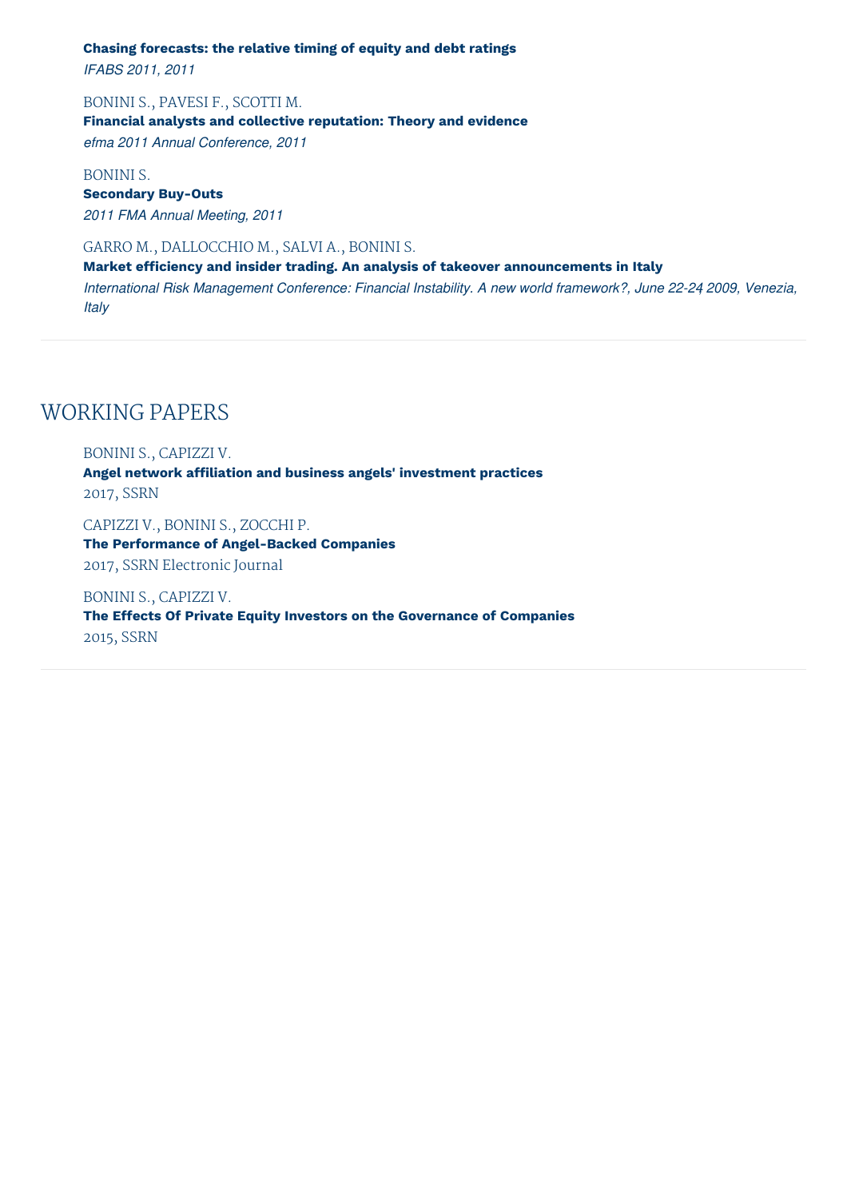**Chasing forecasts: the relative timing of equity and debt ratings**
*IFABS 2011, 2011*

BONINI S., PAVESI F., SCOTTI M.
**Financial analysts and collective reputation: Theory and evidence**
*efma 2011 Annual Conference, 2011*

BONINI S.
**Secondary Buy-Outs**
*2011 FMA Annual Meeting, 2011*

GARRO M., DALLOCCHIO M., SALVI A., BONINI S.
**Market efficiency and insider trading. An analysis of takeover announcements in Italy**
*International Risk Management Conference: Financial Instability. A new world framework?, June 22-24 2009, Venezia, Italy*

## WORKING PAPERS

BONINI S., CAPIZZI V.
**Angel network affiliation and business angels' investment practices**
2017, SSRN

CAPIZZI V., BONINI S., ZOCCHI P.
**The Performance of Angel-Backed Companies**
2017, SSRN Electronic Journal

BONINI S., CAPIZZI V.
**The Effects Of Private Equity Investors on the Governance of Companies**
2015, SSRN